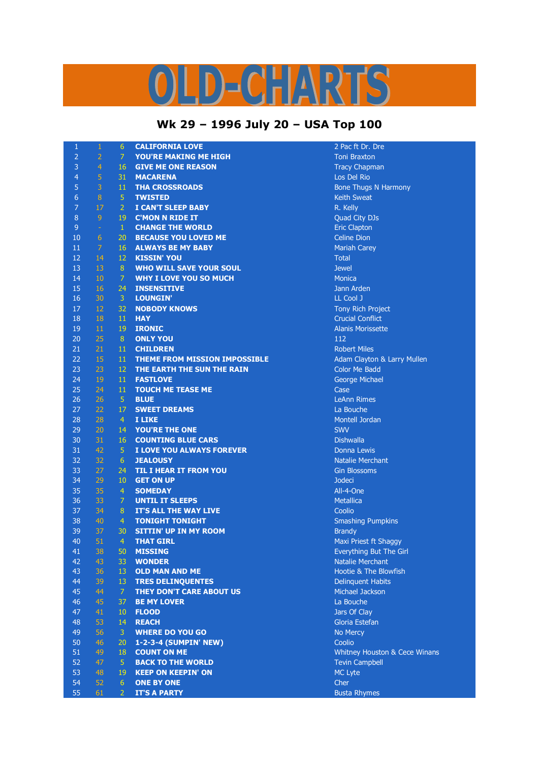# OLD-CHARTS

## Wk 29 – 1996 July 20 – USA Top 100

| | | | | |
|---|---|---|---|---|
| 1 | 1 | 6 | CALIFORNIA LOVE | 2 Pac ft Dr. Dre |
| 2 | 2 | 7 | YOU'RE MAKING ME HIGH | Toni Braxton |
| 3 | 4 | 16 | GIVE ME ONE REASON | Tracy Chapman |
| 4 | 5 | 31 | MACARENA | Los Del Rio |
| 5 | 3 | 11 | THA CROSSROADS | Bone Thugs N Harmony |
| 6 | 8 | 5 | TWISTED | Keith Sweat |
| 7 | 17 | 2 | I CAN'T SLEEP BABY | R. Kelly |
| 8 | 9 | 19 | C'MON N RIDE IT | Quad City DJs |
| 9 | - | 1 | CHANGE THE WORLD | Eric Clapton |
| 10 | 6 | 20 | BECAUSE YOU LOVED ME | Celine Dion |
| 11 | 7 | 16 | ALWAYS BE MY BABY | Mariah Carey |
| 12 | 14 | 12 | KISSIN' YOU | Total |
| 13 | 13 | 8 | WHO WILL SAVE YOUR SOUL | Jewel |
| 14 | 10 | 7 | WHY I LOVE YOU SO MUCH | Monica |
| 15 | 16 | 24 | INSENSITIVE | Jann Arden |
| 16 | 30 | 3 | LOUNGIN' | LL Cool J |
| 17 | 12 | 32 | NOBODY KNOWS | Tony Rich Project |
| 18 | 18 | 11 | HAY | Crucial Conflict |
| 19 | 11 | 19 | IRONIC | Alanis Morissette |
| 20 | 25 | 8 | ONLY YOU | 112 |
| 21 | 21 | 11 | CHILDREN | Robert Miles |
| 22 | 15 | 11 | THEME FROM MISSION IMPOSSIBLE | Adam Clayton & Larry Mullen |
| 23 | 23 | 12 | THE EARTH THE SUN THE RAIN | Color Me Badd |
| 24 | 19 | 11 | FASTLOVE | George Michael |
| 25 | 24 | 11 | TOUCH ME TEASE ME | Case |
| 26 | 26 | 5 | BLUE | LeAnn Rimes |
| 27 | 22 | 17 | SWEET DREAMS | La Bouche |
| 28 | 28 | 4 | I LIKE | Montell Jordan |
| 29 | 20 | 14 | YOU'RE THE ONE | SWV |
| 30 | 31 | 16 | COUNTING BLUE CARS | Dishwalla |
| 31 | 42 | 5 | I LOVE YOU ALWAYS FOREVER | Donna Lewis |
| 32 | 32 | 6 | JEALOUSY | Natalie Merchant |
| 33 | 27 | 24 | TIL I HEAR IT FROM YOU | Gin Blossoms |
| 34 | 29 | 10 | GET ON UP | Jodeci |
| 35 | 35 | 4 | SOMEDAY | All-4-One |
| 36 | 33 | 7 | UNTIL IT SLEEPS | Metallica |
| 37 | 34 | 8 | IT'S ALL THE WAY LIVE | Coolio |
| 38 | 40 | 4 | TONIGHT TONIGHT | Smashing Pumpkins |
| 39 | 37 | 30 | SITTIN' UP IN MY ROOM | Brandy |
| 40 | 51 | 4 | THAT GIRL | Maxi Priest ft Shaggy |
| 41 | 38 | 50 | MISSING | Everything But The Girl |
| 42 | 43 | 33 | WONDER | Natalie Merchant |
| 43 | 36 | 13 | OLD MAN AND ME | Hootie & The Blowfish |
| 44 | 39 | 13 | TRES DELINQUENTES | Delinquent Habits |
| 45 | 44 | 7 | THEY DON'T CARE ABOUT US | Michael Jackson |
| 46 | 45 | 37 | BE MY LOVER | La Bouche |
| 47 | 41 | 10 | FLOOD | Jars Of Clay |
| 48 | 53 | 14 | REACH | Gloria Estefan |
| 49 | 56 | 3 | WHERE DO YOU GO | No Mercy |
| 50 | 46 | 20 | 1-2-3-4 (SUMPIN' NEW) | Coolio |
| 51 | 49 | 18 | COUNT ON ME | Whitney Houston & Cece Winans |
| 52 | 47 | 5 | BACK TO THE WORLD | Tevin Campbell |
| 53 | 48 | 19 | KEEP ON KEEPIN' ON | MC Lyte |
| 54 | 52 | 6 | ONE BY ONE | Cher |
| 55 | 61 | 2 | IT'S A PARTY | Busta Rhymes |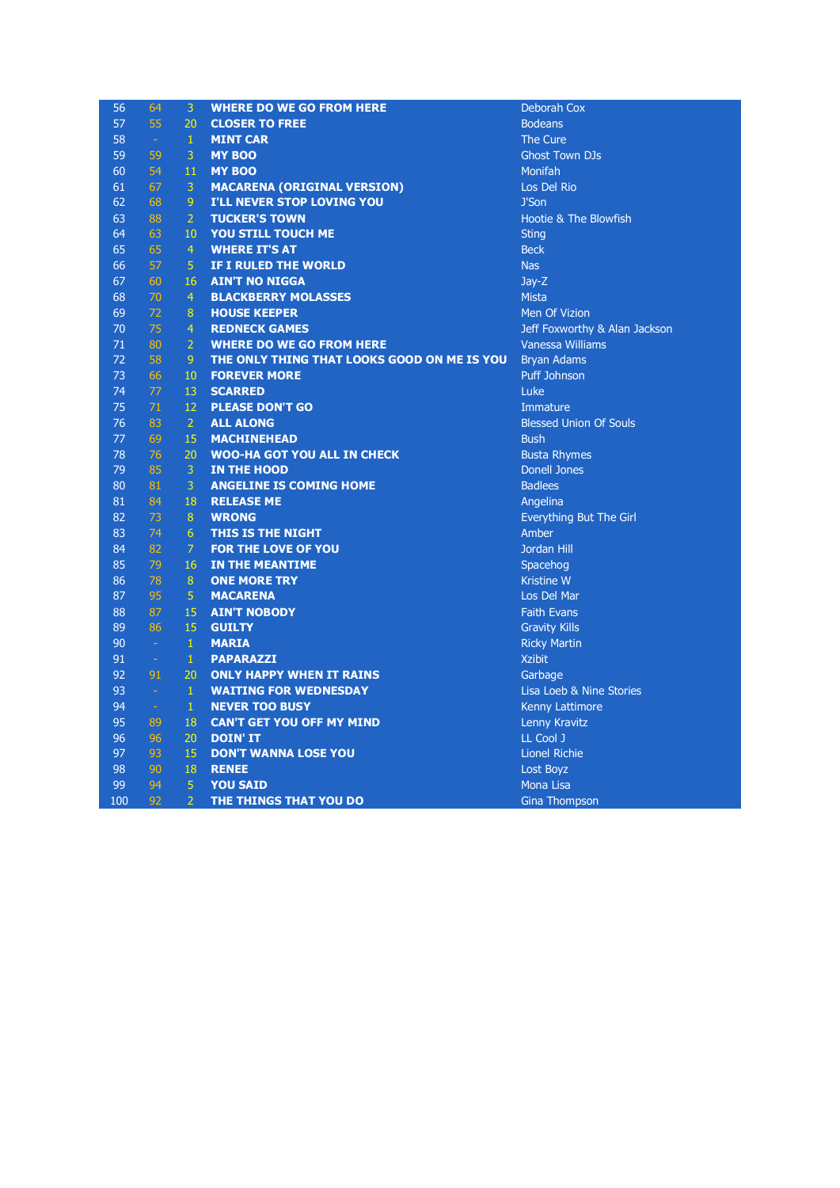| | | | | |
|---|---|---|---|---|
| 56 | 64 | 3 | WHERE DO WE GO FROM HERE | Deborah Cox |
| 57 | 55 | 20 | CLOSER TO FREE | Bodeans |
| 58 | - | 1 | MINT CAR | The Cure |
| 59 | 59 | 3 | MY BOO | Ghost Town DJs |
| 60 | 54 | 11 | MY BOO | Monifah |
| 61 | 67 | 3 | MACARENA (ORIGINAL VERSION) | Los Del Rio |
| 62 | 68 | 9 | I'LL NEVER STOP LOVING YOU | J'Son |
| 63 | 88 | 2 | TUCKER'S TOWN | Hootie & The Blowfish |
| 64 | 63 | 10 | YOU STILL TOUCH ME | Sting |
| 65 | 65 | 4 | WHERE IT'S AT | Beck |
| 66 | 57 | 5 | IF I RULED THE WORLD | Nas |
| 67 | 60 | 16 | AIN'T NO NIGGA | Jay-Z |
| 68 | 70 | 4 | BLACKBERRY MOLASSES | Mista |
| 69 | 72 | 8 | HOUSE KEEPER | Men Of Vizion |
| 70 | 75 | 4 | REDNECK GAMES | Jeff Foxworthy & Alan Jackson |
| 71 | 80 | 2 | WHERE DO WE GO FROM HERE | Vanessa Williams |
| 72 | 58 | 9 | THE ONLY THING THAT LOOKS GOOD ON ME IS YOU | Bryan Adams |
| 73 | 66 | 10 | FOREVER MORE | Puff Johnson |
| 74 | 77 | 13 | SCARRED | Luke |
| 75 | 71 | 12 | PLEASE DON'T GO | Immature |
| 76 | 83 | 2 | ALL ALONG | Blessed Union Of Souls |
| 77 | 69 | 15 | MACHINEHEAD | Bush |
| 78 | 76 | 20 | WOO-HA GOT YOU ALL IN CHECK | Busta Rhymes |
| 79 | 85 | 3 | IN THE HOOD | Donell Jones |
| 80 | 81 | 3 | ANGELINE IS COMING HOME | Badlees |
| 81 | 84 | 18 | RELEASE ME | Angelina |
| 82 | 73 | 8 | WRONG | Everything But The Girl |
| 83 | 74 | 6 | THIS IS THE NIGHT | Amber |
| 84 | 82 | 7 | FOR THE LOVE OF YOU | Jordan Hill |
| 85 | 79 | 16 | IN THE MEANTIME | Spacehog |
| 86 | 78 | 8 | ONE MORE TRY | Kristine W |
| 87 | 95 | 5 | MACARENA | Los Del Mar |
| 88 | 87 | 15 | AIN'T NOBODY | Faith Evans |
| 89 | 86 | 15 | GUILTY | Gravity Kills |
| 90 | - | 1 | MARIA | Ricky Martin |
| 91 | - | 1 | PAPARAZZI | Xzibit |
| 92 | 91 | 20 | ONLY HAPPY WHEN IT RAINS | Garbage |
| 93 | - | 1 | WAITING FOR WEDNESDAY | Lisa Loeb & Nine Stories |
| 94 | - | 1 | NEVER TOO BUSY | Kenny Lattimore |
| 95 | 89 | 18 | CAN'T GET YOU OFF MY MIND | Lenny Kravitz |
| 96 | 96 | 20 | DOIN' IT | LL Cool J |
| 97 | 93 | 15 | DON'T WANNA LOSE YOU | Lionel Richie |
| 98 | 90 | 18 | RENEE | Lost Boyz |
| 99 | 94 | 5 | YOU SAID | Mona Lisa |
| 100 | 92 | 2 | THE THINGS THAT YOU DO | Gina Thompson |